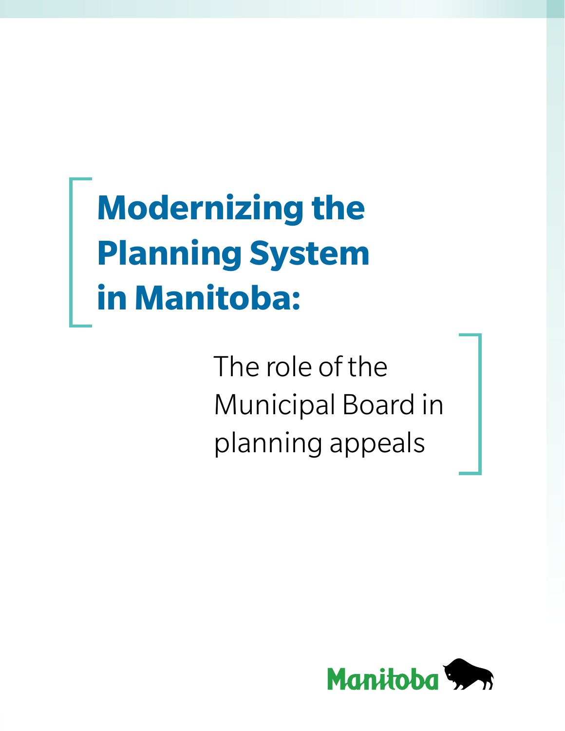# Modernizing the Planning System in Manitoba:

## The role of the Municipal Board in planning appeals

Manitoba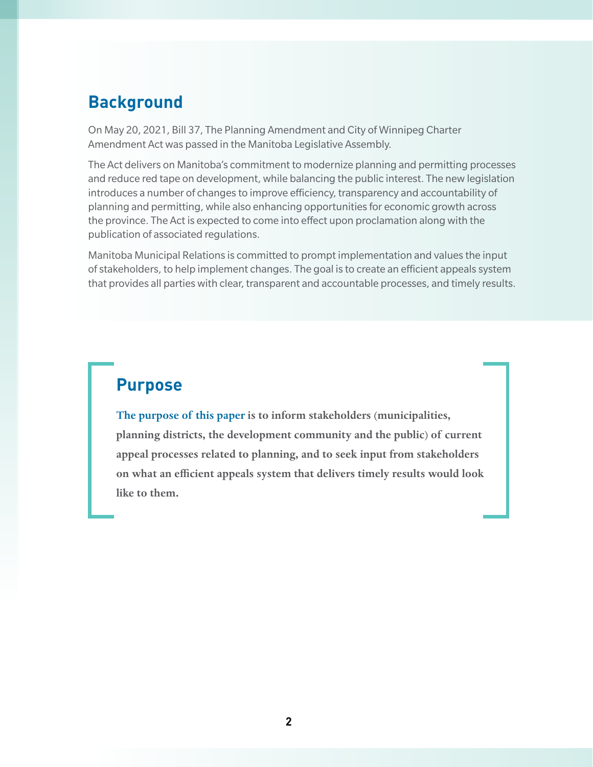## Background

On May 20, 2021, Bill 37, The Planning Amendment and City of Winnipeg Charter Amendment Act was passed in the Manitoba Legislative Assembly.

The Act delivers on Manitoba's commitment to modernize planning and permitting processes and reduce red tape on development, while balancing the public interest. The new legislation introduces a number of changes to improve efficiency, transparency and accountability of planning and permitting, while also enhancing opportunities for economic growth across the province. The Act is expected to come into effect upon proclamation along with the publication of associated regulations.

Manitoba Municipal Relations is committed to prompt implementation and values the input of stakeholders, to help implement changes. The goal is to create an efficient appeals system that provides all parties with clear, transparent and accountable processes, and timely results.

## Purpose

**The purpose of this paper is to inform stakeholders (municipalities, planning districts, the development community and the public) of current appeal processes related to planning, and to seek input from stakeholders on what an efficient appeals system that delivers timely results would look like to them.**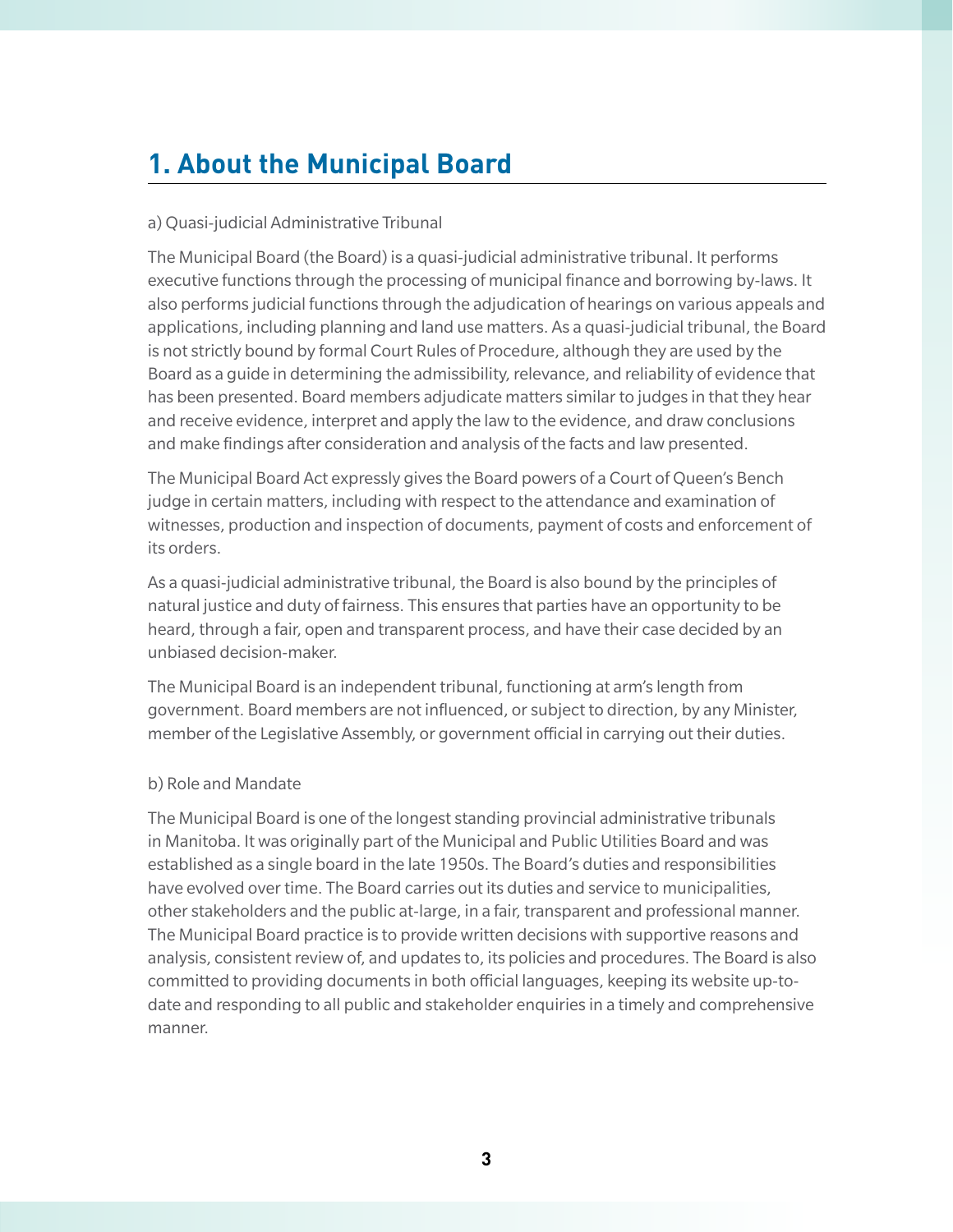# 1. About the Municipal Board

a) Quasi-judicial Administrative Tribunal

The Municipal Board (the Board) is a quasi-judicial administrative tribunal. It performs executive functions through the processing of municipal finance and borrowing by-laws. It also performs judicial functions through the adjudication of hearings on various appeals and applications, including planning and land use matters. As a quasi-judicial tribunal, the Board is not strictly bound by formal Court Rules of Procedure, although they are used by the Board as a guide in determining the admissibility, relevance, and reliability of evidence that has been presented. Board members adjudicate matters similar to judges in that they hear and receive evidence, interpret and apply the law to the evidence, and draw conclusions and make findings after consideration and analysis of the facts and law presented.

The Municipal Board Act expressly gives the Board powers of a Court of Queen's Bench judge in certain matters, including with respect to the attendance and examination of witnesses, production and inspection of documents, payment of costs and enforcement of its orders.

As a quasi-judicial administrative tribunal, the Board is also bound by the principles of natural justice and duty of fairness. This ensures that parties have an opportunity to be heard, through a fair, open and transparent process, and have their case decided by an unbiased decision-maker.

The Municipal Board is an independent tribunal, functioning at arm's length from government. Board members are not influenced, or subject to direction, by any Minister, member of the Legislative Assembly, or government official in carrying out their duties.

b) Role and Mandate

The Municipal Board is one of the longest standing provincial administrative tribunals in Manitoba. It was originally part of the Municipal and Public Utilities Board and was established as a single board in the late 1950s. The Board's duties and responsibilities have evolved over time. The Board carries out its duties and service to municipalities, other stakeholders and the public at-large, in a fair, transparent and professional manner. The Municipal Board practice is to provide written decisions with supportive reasons and analysis, consistent review of, and updates to, its policies and procedures. The Board is also committed to providing documents in both official languages, keeping its website up-to-date and responding to all public and stakeholder enquiries in a timely and comprehensive manner.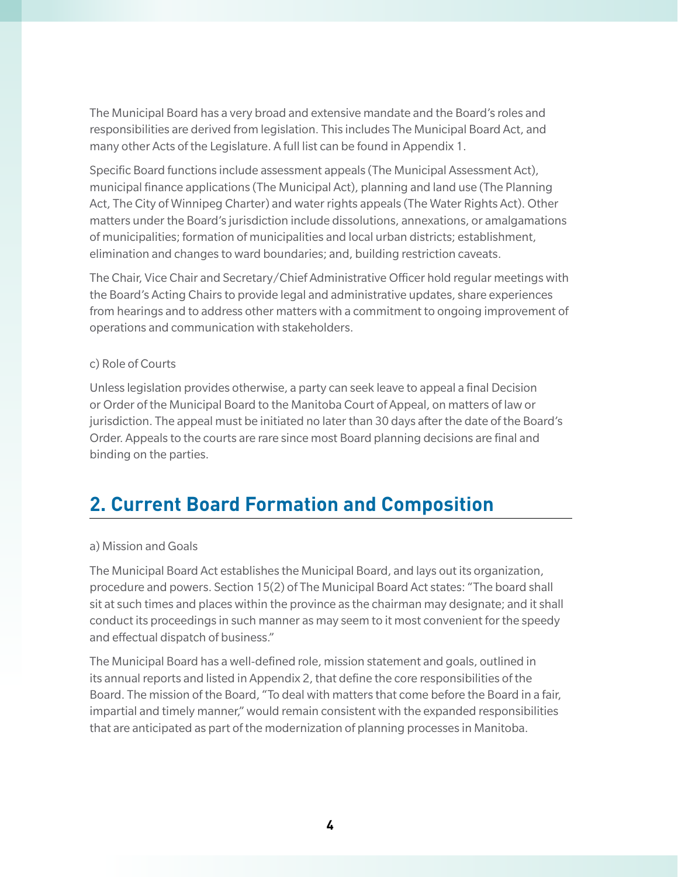The Municipal Board has a very broad and extensive mandate and the Board's roles and responsibilities are derived from legislation. This includes The Municipal Board Act, and many other Acts of the Legislature. A full list can be found in Appendix 1.

Specific Board functions include assessment appeals (The Municipal Assessment Act), municipal finance applications (The Municipal Act), planning and land use (The Planning Act, The City of Winnipeg Charter) and water rights appeals (The Water Rights Act). Other matters under the Board's jurisdiction include dissolutions, annexations, or amalgamations of municipalities; formation of municipalities and local urban districts; establishment, elimination and changes to ward boundaries; and, building restriction caveats.

The Chair, Vice Chair and Secretary/Chief Administrative Officer hold regular meetings with the Board's Acting Chairs to provide legal and administrative updates, share experiences from hearings and to address other matters with a commitment to ongoing improvement of operations and communication with stakeholders.

c) Role of Courts

Unless legislation provides otherwise, a party can seek leave to appeal a final Decision or Order of the Municipal Board to the Manitoba Court of Appeal, on matters of law or jurisdiction. The appeal must be initiated no later than 30 days after the date of the Board's Order. Appeals to the courts are rare since most Board planning decisions are final and binding on the parties.

## 2. Current Board Formation and Composition

a) Mission and Goals

The Municipal Board Act establishes the Municipal Board, and lays out its organization, procedure and powers. Section 15(2) of The Municipal Board Act states: "The board shall sit at such times and places within the province as the chairman may designate; and it shall conduct its proceedings in such manner as may seem to it most convenient for the speedy and effectual dispatch of business."

The Municipal Board has a well-defined role, mission statement and goals, outlined in its annual reports and listed in Appendix 2, that define the core responsibilities of the Board. The mission of the Board, "To deal with matters that come before the Board in a fair, impartial and timely manner," would remain consistent with the expanded responsibilities that are anticipated as part of the modernization of planning processes in Manitoba.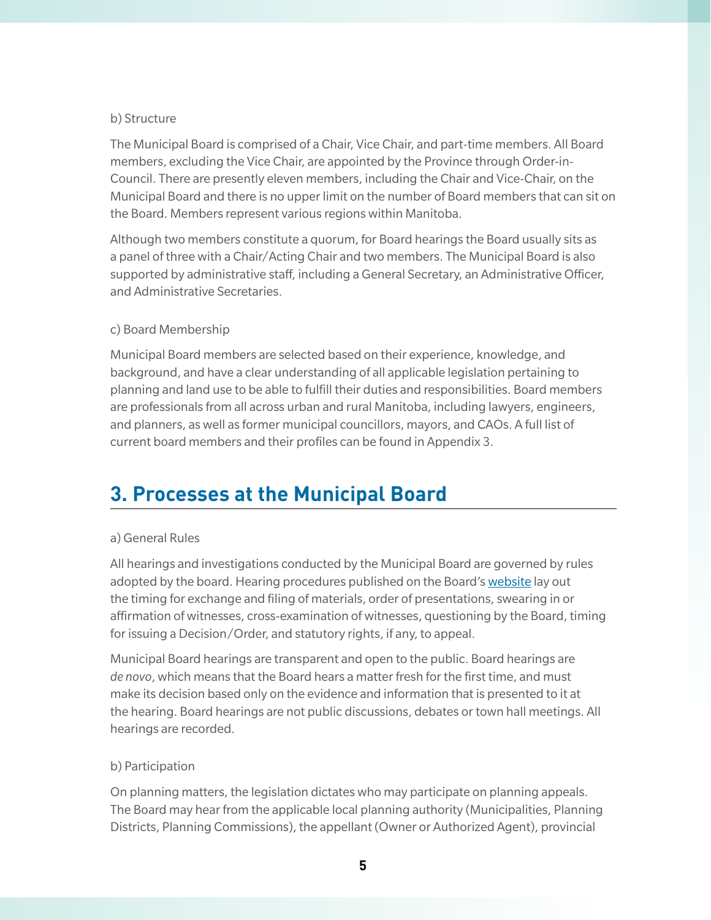b) Structure

The Municipal Board is comprised of a Chair, Vice Chair, and part-time members. All Board members, excluding the Vice Chair, are appointed by the Province through Order-in-Council. There are presently eleven members, including the Chair and Vice-Chair, on the Municipal Board and there is no upper limit on the number of Board members that can sit on the Board. Members represent various regions within Manitoba.

Although two members constitute a quorum, for Board hearings the Board usually sits as a panel of three with a Chair/Acting Chair and two members. The Municipal Board is also supported by administrative staff, including a General Secretary, an Administrative Officer, and Administrative Secretaries.

c) Board Membership

Municipal Board members are selected based on their experience, knowledge, and background, and have a clear understanding of all applicable legislation pertaining to planning and land use to be able to fulfill their duties and responsibilities. Board members are professionals from all across urban and rural Manitoba, including lawyers, engineers, and planners, as well as former municipal councillors, mayors, and CAOs. A full list of current board members and their profiles can be found in Appendix 3.

## 3. Processes at the Municipal Board

a) General Rules

All hearings and investigations conducted by the Municipal Board are governed by rules adopted by the board. Hearing procedures published on the Board's website lay out the timing for exchange and filing of materials, order of presentations, swearing in or affirmation of witnesses, cross-examination of witnesses, questioning by the Board, timing for issuing a Decision/Order, and statutory rights, if any, to appeal.

Municipal Board hearings are transparent and open to the public. Board hearings are *de novo*, which means that the Board hears a matter fresh for the first time, and must make its decision based only on the evidence and information that is presented to it at the hearing. Board hearings are not public discussions, debates or town hall meetings. All hearings are recorded.

b) Participation

On planning matters, the legislation dictates who may participate on planning appeals. The Board may hear from the applicable local planning authority (Municipalities, Planning Districts, Planning Commissions), the appellant (Owner or Authorized Agent), provincial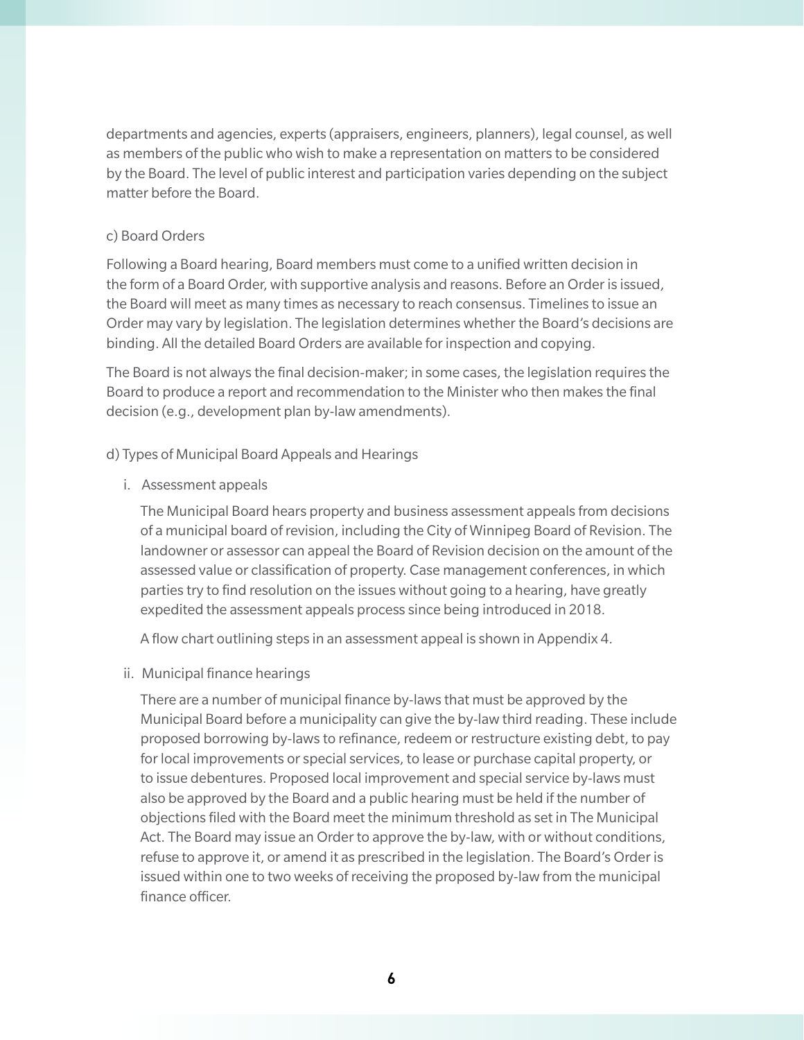departments and agencies, experts (appraisers, engineers, planners), legal counsel, as well as members of the public who wish to make a representation on matters to be considered by the Board. The level of public interest and participation varies depending on the subject matter before the Board.

### c) Board Orders

Following a Board hearing, Board members must come to a unified written decision in the form of a Board Order, with supportive analysis and reasons. Before an Order is issued, the Board will meet as many times as necessary to reach consensus. Timelines to issue an Order may vary by legislation. The legislation determines whether the Board's decisions are binding. All the detailed Board Orders are available for inspection and copying.

The Board is not always the final decision-maker; in some cases, the legislation requires the Board to produce a report and recommendation to the Minister who then makes the final decision (e.g., development plan by-law amendments).

### d) Types of Municipal Board Appeals and Hearings

#### i. Assessment appeals

The Municipal Board hears property and business assessment appeals from decisions of a municipal board of revision, including the City of Winnipeg Board of Revision. The landowner or assessor can appeal the Board of Revision decision on the amount of the assessed value or classification of property. Case management conferences, in which parties try to find resolution on the issues without going to a hearing, have greatly expedited the assessment appeals process since being introduced in 2018.

A flow chart outlining steps in an assessment appeal is shown in Appendix 4.

#### ii. Municipal finance hearings

There are a number of municipal finance by-laws that must be approved by the Municipal Board before a municipality can give the by-law third reading. These include proposed borrowing by-laws to refinance, redeem or restructure existing debt, to pay for local improvements or special services, to lease or purchase capital property, or to issue debentures. Proposed local improvement and special service by-laws must also be approved by the Board and a public hearing must be held if the number of objections filed with the Board meet the minimum threshold as set in The Municipal Act. The Board may issue an Order to approve the by-law, with or without conditions, refuse to approve it, or amend it as prescribed in the legislation. The Board's Order is issued within one to two weeks of receiving the proposed by-law from the municipal finance officer.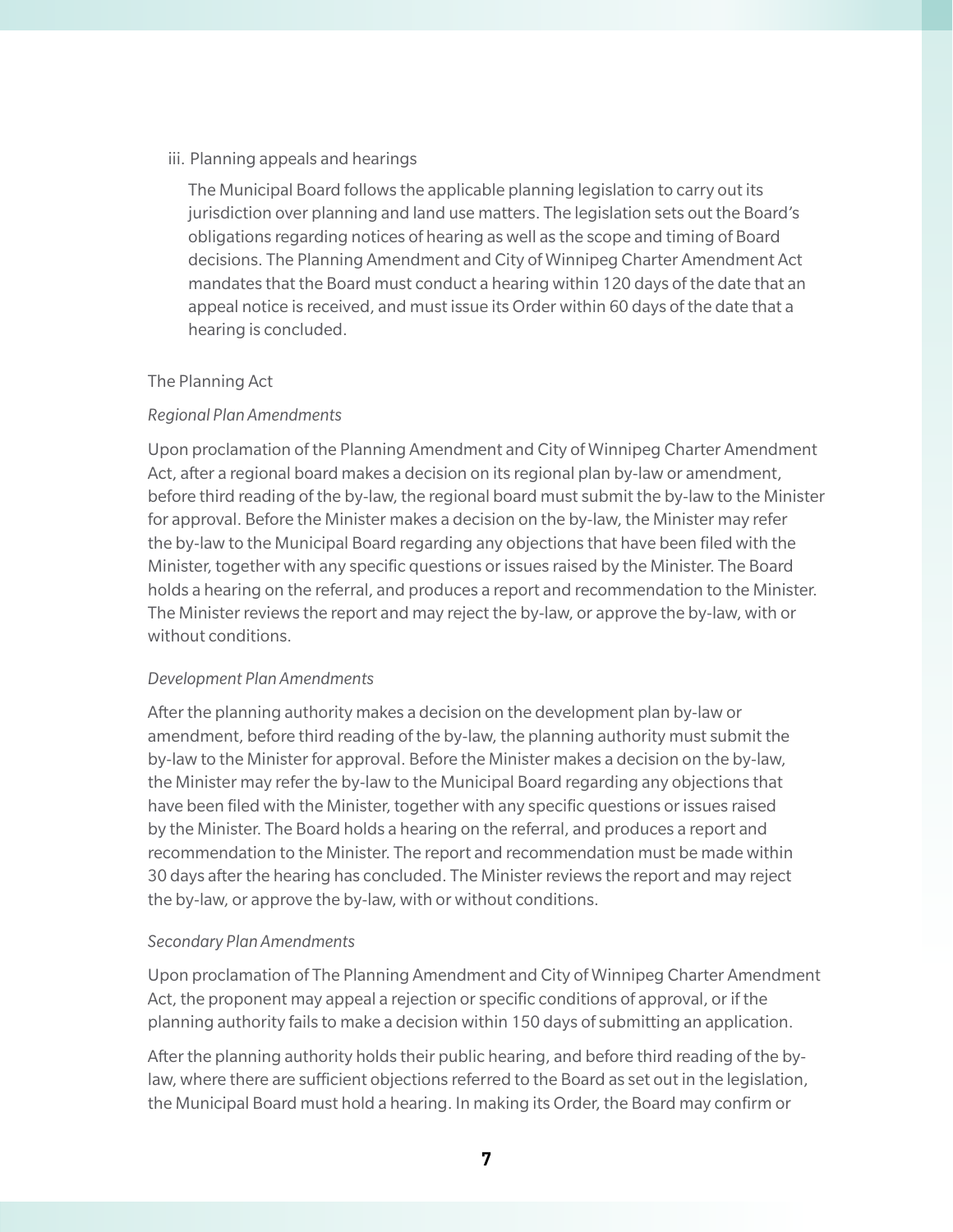iii. Planning appeals and hearings

The Municipal Board follows the applicable planning legislation to carry out its jurisdiction over planning and land use matters. The legislation sets out the Board's obligations regarding notices of hearing as well as the scope and timing of Board decisions. The Planning Amendment and City of Winnipeg Charter Amendment Act mandates that the Board must conduct a hearing within 120 days of the date that an appeal notice is received, and must issue its Order within 60 days of the date that a hearing is concluded.

### The Planning Act

*Regional Plan Amendments*

Upon proclamation of the Planning Amendment and City of Winnipeg Charter Amendment Act, after a regional board makes a decision on its regional plan by-law or amendment, before third reading of the by-law, the regional board must submit the by-law to the Minister for approval. Before the Minister makes a decision on the by-law, the Minister may refer the by-law to the Municipal Board regarding any objections that have been filed with the Minister, together with any specific questions or issues raised by the Minister. The Board holds a hearing on the referral, and produces a report and recommendation to the Minister. The Minister reviews the report and may reject the by-law, or approve the by-law, with or without conditions.

*Development Plan Amendments*

After the planning authority makes a decision on the development plan by-law or amendment, before third reading of the by-law, the planning authority must submit the by-law to the Minister for approval. Before the Minister makes a decision on the by-law, the Minister may refer the by-law to the Municipal Board regarding any objections that have been filed with the Minister, together with any specific questions or issues raised by the Minister. The Board holds a hearing on the referral, and produces a report and recommendation to the Minister. The report and recommendation must be made within 30 days after the hearing has concluded. The Minister reviews the report and may reject the by-law, or approve the by-law, with or without conditions.

*Secondary Plan Amendments*

Upon proclamation of The Planning Amendment and City of Winnipeg Charter Amendment Act, the proponent may appeal a rejection or specific conditions of approval, or if the planning authority fails to make a decision within 150 days of submitting an application.

After the planning authority holds their public hearing, and before third reading of the by-law, where there are sufficient objections referred to the Board as set out in the legislation, the Municipal Board must hold a hearing. In making its Order, the Board may confirm or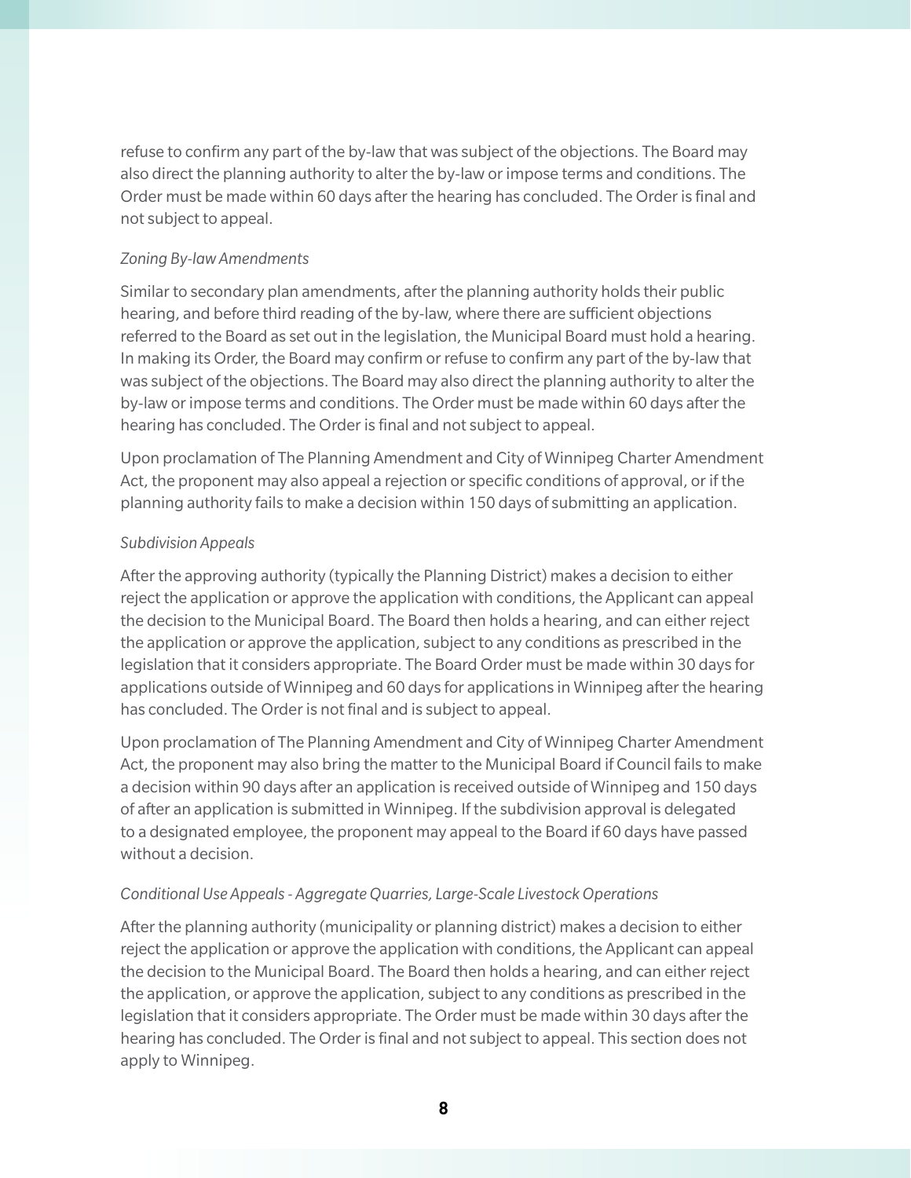refuse to confirm any part of the by-law that was subject of the objections. The Board may also direct the planning authority to alter the by-law or impose terms and conditions. The Order must be made within 60 days after the hearing has concluded. The Order is final and not subject to appeal.

*Zoning By-law Amendments*

Similar to secondary plan amendments, after the planning authority holds their public hearing, and before third reading of the by-law, where there are sufficient objections referred to the Board as set out in the legislation, the Municipal Board must hold a hearing. In making its Order, the Board may confirm or refuse to confirm any part of the by-law that was subject of the objections. The Board may also direct the planning authority to alter the by-law or impose terms and conditions. The Order must be made within 60 days after the hearing has concluded. The Order is final and not subject to appeal.

Upon proclamation of The Planning Amendment and City of Winnipeg Charter Amendment Act, the proponent may also appeal a rejection or specific conditions of approval, or if the planning authority fails to make a decision within 150 days of submitting an application.

*Subdivision Appeals*

After the approving authority (typically the Planning District) makes a decision to either reject the application or approve the application with conditions, the Applicant can appeal the decision to the Municipal Board. The Board then holds a hearing, and can either reject the application or approve the application, subject to any conditions as prescribed in the legislation that it considers appropriate. The Board Order must be made within 30 days for applications outside of Winnipeg and 60 days for applications in Winnipeg after the hearing has concluded. The Order is not final and is subject to appeal.

Upon proclamation of The Planning Amendment and City of Winnipeg Charter Amendment Act, the proponent may also bring the matter to the Municipal Board if Council fails to make a decision within 90 days after an application is received outside of Winnipeg and 150 days of after an application is submitted in Winnipeg. If the subdivision approval is delegated to a designated employee, the proponent may appeal to the Board if 60 days have passed without a decision.

*Conditional Use Appeals - Aggregate Quarries, Large-Scale Livestock Operations*

After the planning authority (municipality or planning district) makes a decision to either reject the application or approve the application with conditions, the Applicant can appeal the decision to the Municipal Board. The Board then holds a hearing, and can either reject the application, or approve the application, subject to any conditions as prescribed in the legislation that it considers appropriate. The Order must be made within 30 days after the hearing has concluded. The Order is final and not subject to appeal. This section does not apply to Winnipeg.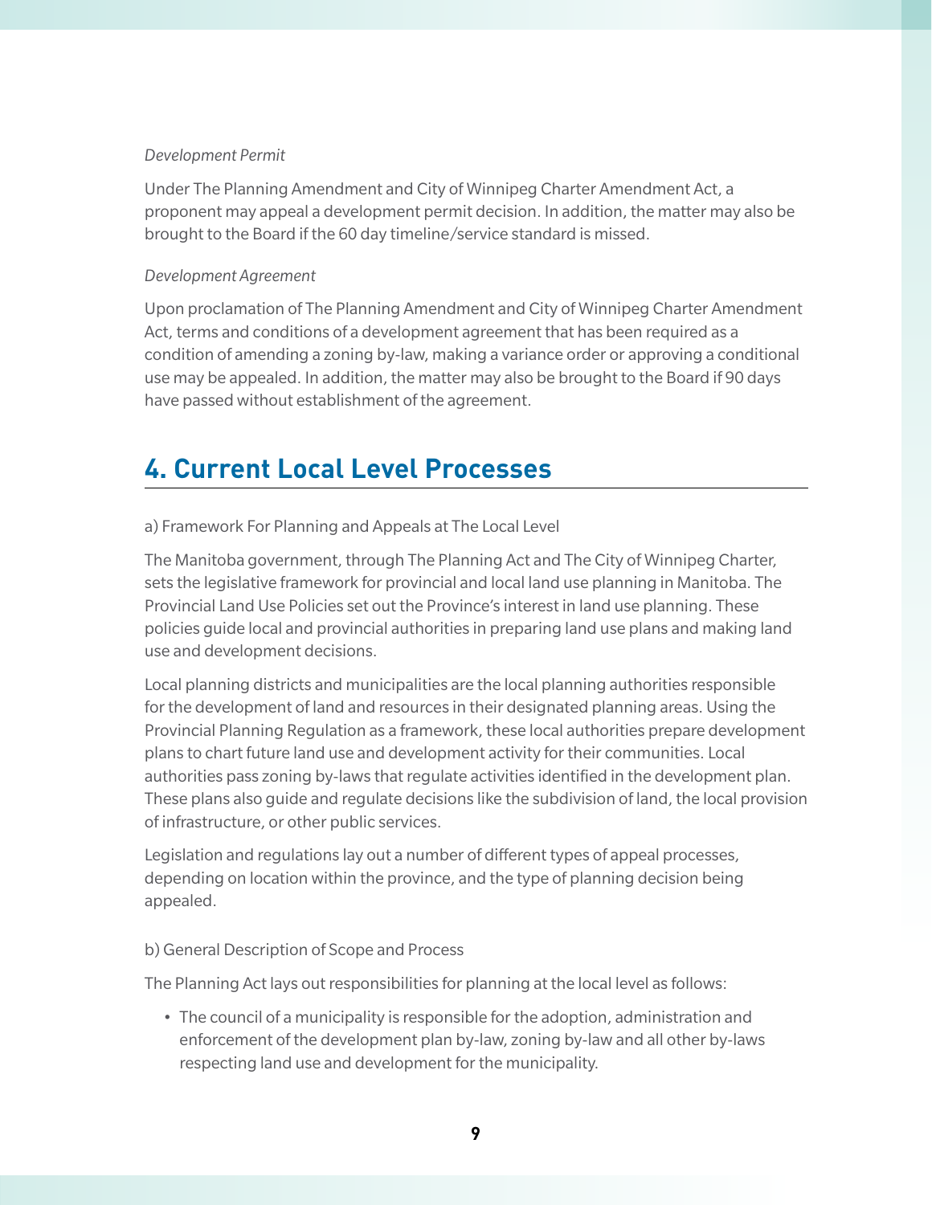*Development Permit*

Under The Planning Amendment and City of Winnipeg Charter Amendment Act, a proponent may appeal a development permit decision. In addition, the matter may also be brought to the Board if the 60 day timeline/service standard is missed.

*Development Agreement*

Upon proclamation of The Planning Amendment and City of Winnipeg Charter Amendment Act, terms and conditions of a development agreement that has been required as a condition of amending a zoning by-law, making a variance order or approving a conditional use may be appealed. In addition, the matter may also be brought to the Board if 90 days have passed without establishment of the agreement.

## 4. Current Local Level Processes

a) Framework For Planning and Appeals at The Local Level

The Manitoba government, through The Planning Act and The City of Winnipeg Charter, sets the legislative framework for provincial and local land use planning in Manitoba. The Provincial Land Use Policies set out the Province's interest in land use planning. These policies guide local and provincial authorities in preparing land use plans and making land use and development decisions.

Local planning districts and municipalities are the local planning authorities responsible for the development of land and resources in their designated planning areas. Using the Provincial Planning Regulation as a framework, these local authorities prepare development plans to chart future land use and development activity for their communities. Local authorities pass zoning by-laws that regulate activities identified in the development plan. These plans also guide and regulate decisions like the subdivision of land, the local provision of infrastructure, or other public services.

Legislation and regulations lay out a number of different types of appeal processes, depending on location within the province, and the type of planning decision being appealed.

b) General Description of Scope and Process

The Planning Act lays out responsibilities for planning at the local level as follows:

- The council of a municipality is responsible for the adoption, administration and enforcement of the development plan by-law, zoning by-law and all other by-laws respecting land use and development for the municipality.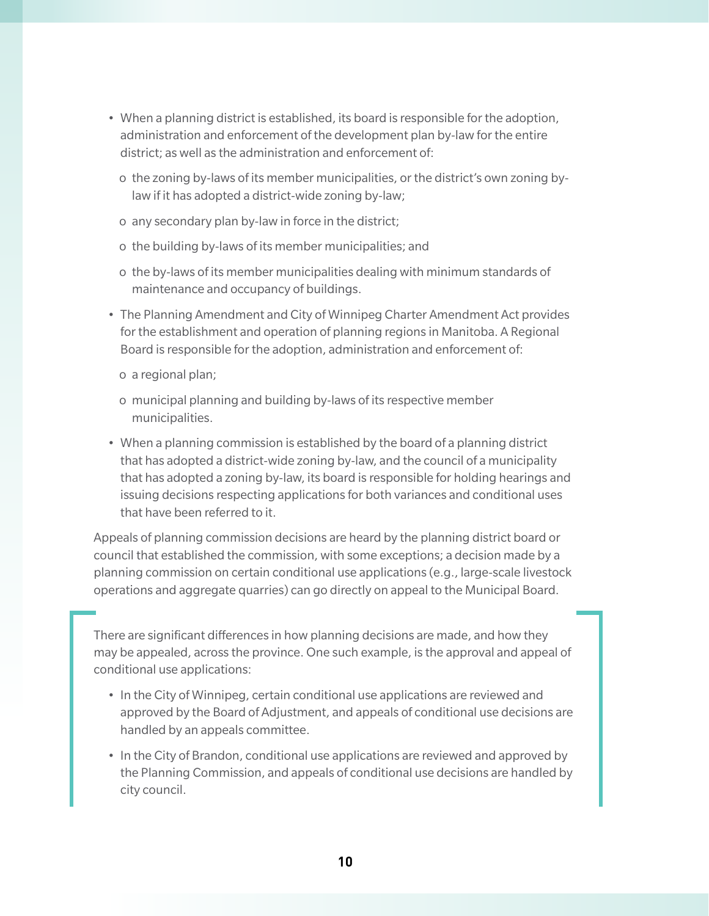- When a planning district is established, its board is responsible for the adoption, administration and enforcement of the development plan by-law for the entire district; as well as the administration and enforcement of:
  - the zoning by-laws of its member municipalities, or the district's own zoning by-law if it has adopted a district-wide zoning by-law;
  - any secondary plan by-law in force in the district;
  - the building by-laws of its member municipalities; and
  - the by-laws of its member municipalities dealing with minimum standards of maintenance and occupancy of buildings.
- The Planning Amendment and City of Winnipeg Charter Amendment Act provides for the establishment and operation of planning regions in Manitoba. A Regional Board is responsible for the adoption, administration and enforcement of:
  - a regional plan;
  - municipal planning and building by-laws of its respective member municipalities.
- When a planning commission is established by the board of a planning district that has adopted a district-wide zoning by-law, and the council of a municipality that has adopted a zoning by-law, its board is responsible for holding hearings and issuing decisions respecting applications for both variances and conditional uses that have been referred to it.

Appeals of planning commission decisions are heard by the planning district board or council that established the commission, with some exceptions; a decision made by a planning commission on certain conditional use applications (e.g., large-scale livestock operations and aggregate quarries) can go directly on appeal to the Municipal Board.

There are significant differences in how planning decisions are made, and how they may be appealed, across the province. One such example, is the approval and appeal of conditional use applications:

- In the City of Winnipeg, certain conditional use applications are reviewed and approved by the Board of Adjustment, and appeals of conditional use decisions are handled by an appeals committee.
- In the City of Brandon, conditional use applications are reviewed and approved by the Planning Commission, and appeals of conditional use decisions are handled by city council.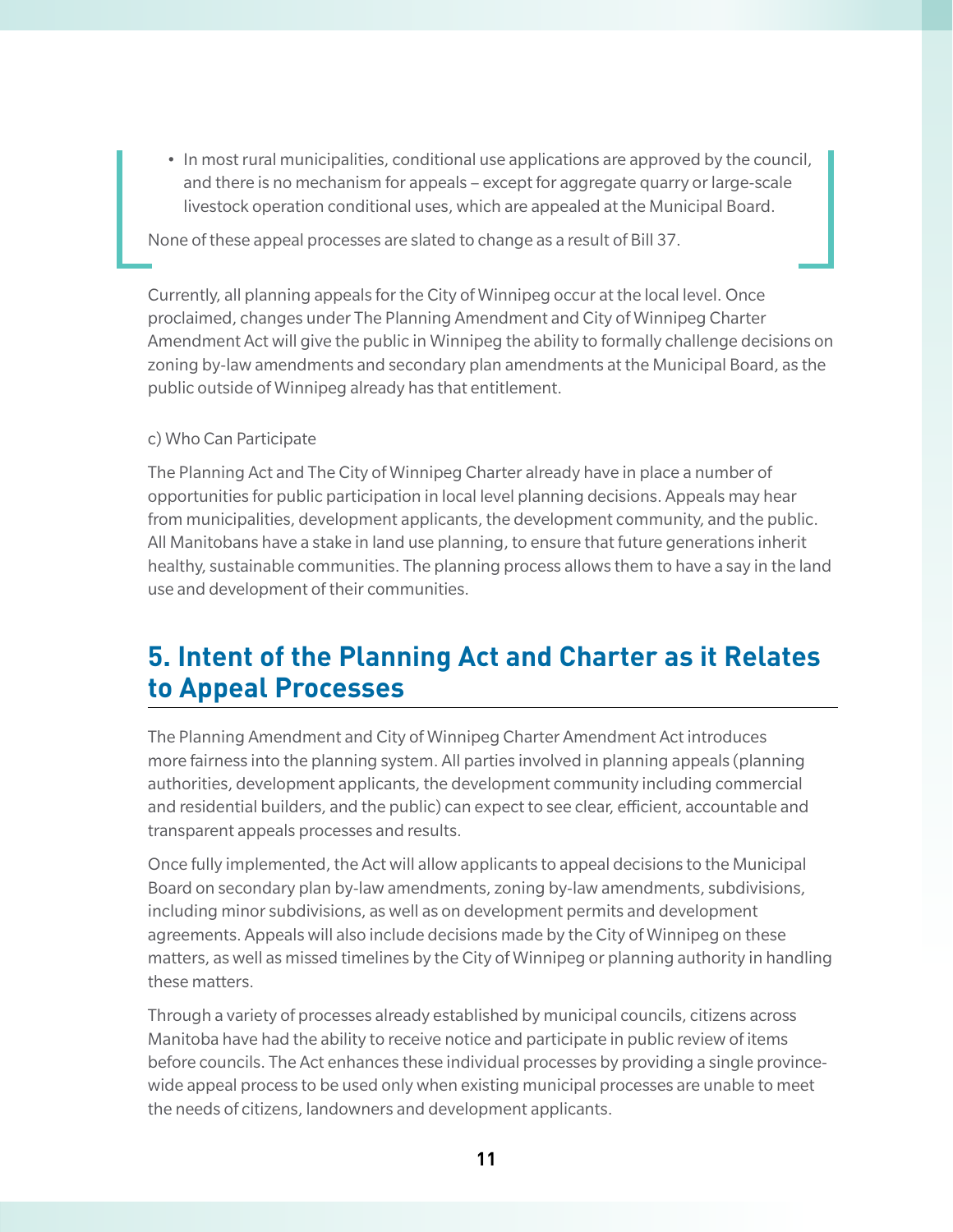- In most rural municipalities, conditional use applications are approved by the council, and there is no mechanism for appeals – except for aggregate quarry or large-scale livestock operation conditional uses, which are appealed at the Municipal Board.

None of these appeal processes are slated to change as a result of Bill 37.

Currently, all planning appeals for the City of Winnipeg occur at the local level. Once proclaimed, changes under The Planning Amendment and City of Winnipeg Charter Amendment Act will give the public in Winnipeg the ability to formally challenge decisions on zoning by-law amendments and secondary plan amendments at the Municipal Board, as the public outside of Winnipeg already has that entitlement.

c) Who Can Participate

The Planning Act and The City of Winnipeg Charter already have in place a number of opportunities for public participation in local level planning decisions. Appeals may hear from municipalities, development applicants, the development community, and the public. All Manitobans have a stake in land use planning, to ensure that future generations inherit healthy, sustainable communities. The planning process allows them to have a say in the land use and development of their communities.

## 5. Intent of the Planning Act and Charter as it Relates to Appeal Processes

The Planning Amendment and City of Winnipeg Charter Amendment Act introduces more fairness into the planning system. All parties involved in planning appeals (planning authorities, development applicants, the development community including commercial and residential builders, and the public) can expect to see clear, efficient, accountable and transparent appeals processes and results.

Once fully implemented, the Act will allow applicants to appeal decisions to the Municipal Board on secondary plan by-law amendments, zoning by-law amendments, subdivisions, including minor subdivisions, as well as on development permits and development agreements. Appeals will also include decisions made by the City of Winnipeg on these matters, as well as missed timelines by the City of Winnipeg or planning authority in handling these matters.

Through a variety of processes already established by municipal councils, citizens across Manitoba have had the ability to receive notice and participate in public review of items before councils. The Act enhances these individual processes by providing a single province-wide appeal process to be used only when existing municipal processes are unable to meet the needs of citizens, landowners and development applicants.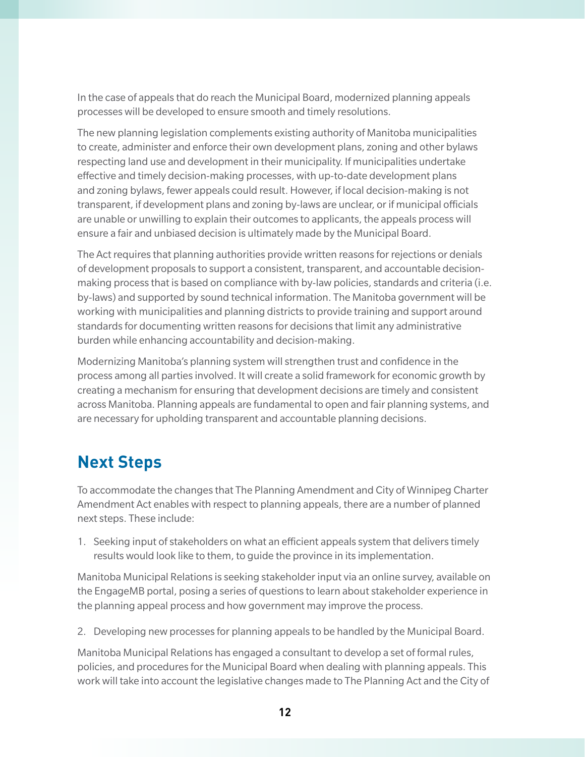In the case of appeals that do reach the Municipal Board, modernized planning appeals processes will be developed to ensure smooth and timely resolutions.

The new planning legislation complements existing authority of Manitoba municipalities to create, administer and enforce their own development plans, zoning and other bylaws respecting land use and development in their municipality. If municipalities undertake effective and timely decision-making processes, with up-to-date development plans and zoning bylaws, fewer appeals could result. However, if local decision-making is not transparent, if development plans and zoning by-laws are unclear, or if municipal officials are unable or unwilling to explain their outcomes to applicants, the appeals process will ensure a fair and unbiased decision is ultimately made by the Municipal Board.

The Act requires that planning authorities provide written reasons for rejections or denials of development proposals to support a consistent, transparent, and accountable decision-making process that is based on compliance with by-law policies, standards and criteria (i.e. by-laws) and supported by sound technical information. The Manitoba government will be working with municipalities and planning districts to provide training and support around standards for documenting written reasons for decisions that limit any administrative burden while enhancing accountability and decision-making.

Modernizing Manitoba's planning system will strengthen trust and confidence in the process among all parties involved. It will create a solid framework for economic growth by creating a mechanism for ensuring that development decisions are timely and consistent across Manitoba. Planning appeals are fundamental to open and fair planning systems, and are necessary for upholding transparent and accountable planning decisions.

## Next Steps

To accommodate the changes that The Planning Amendment and City of Winnipeg Charter Amendment Act enables with respect to planning appeals, there are a number of planned next steps. These include:

1. Seeking input of stakeholders on what an efficient appeals system that delivers timely results would look like to them, to guide the province in its implementation.

Manitoba Municipal Relations is seeking stakeholder input via an online survey, available on the EngageMB portal, posing a series of questions to learn about stakeholder experience in the planning appeal process and how government may improve the process.

2. Developing new processes for planning appeals to be handled by the Municipal Board.

Manitoba Municipal Relations has engaged a consultant to develop a set of formal rules, policies, and procedures for the Municipal Board when dealing with planning appeals. This work will take into account the legislative changes made to The Planning Act and the City of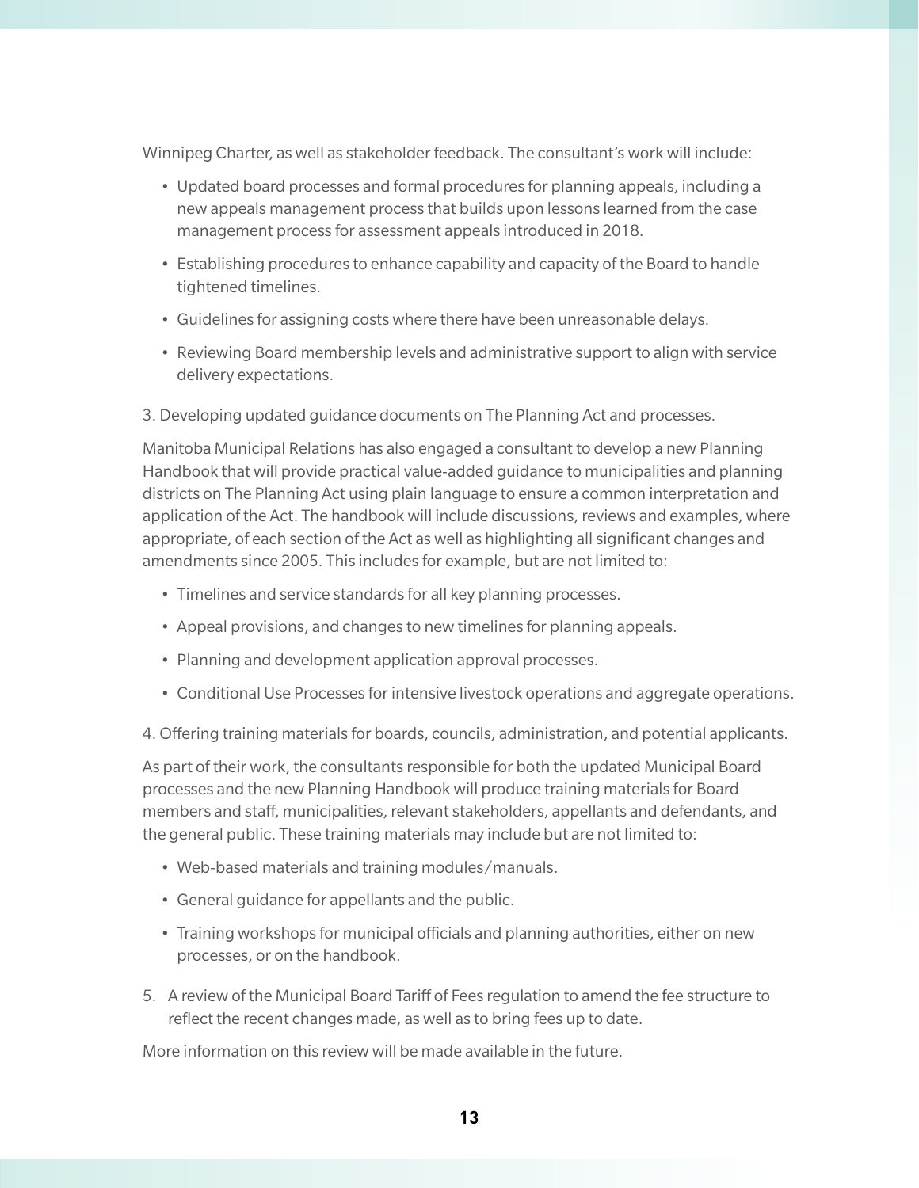Winnipeg Charter, as well as stakeholder feedback. The consultant's work will include:

- Updated board processes and formal procedures for planning appeals, including a new appeals management process that builds upon lessons learned from the case management process for assessment appeals introduced in 2018.
- Establishing procedures to enhance capability and capacity of the Board to handle tightened timelines.
- Guidelines for assigning costs where there have been unreasonable delays.
- Reviewing Board membership levels and administrative support to align with service delivery expectations.

3. Developing updated guidance documents on The Planning Act and processes.

Manitoba Municipal Relations has also engaged a consultant to develop a new Planning Handbook that will provide practical value-added guidance to municipalities and planning districts on The Planning Act using plain language to ensure a common interpretation and application of the Act. The handbook will include discussions, reviews and examples, where appropriate, of each section of the Act as well as highlighting all significant changes and amendments since 2005. This includes for example, but are not limited to:

- Timelines and service standards for all key planning processes.
- Appeal provisions, and changes to new timelines for planning appeals.
- Planning and development application approval processes.
- Conditional Use Processes for intensive livestock operations and aggregate operations.

4. Offering training materials for boards, councils, administration, and potential applicants.

As part of their work, the consultants responsible for both the updated Municipal Board processes and the new Planning Handbook will produce training materials for Board members and staff, municipalities, relevant stakeholders, appellants and defendants, and the general public. These training materials may include but are not limited to:

- Web-based materials and training modules/manuals.
- General guidance for appellants and the public.
- Training workshops for municipal officials and planning authorities, either on new processes, or on the handbook.

5. A review of the Municipal Board Tariff of Fees regulation to amend the fee structure to reflect the recent changes made, as well as to bring fees up to date.

More information on this review will be made available in the future.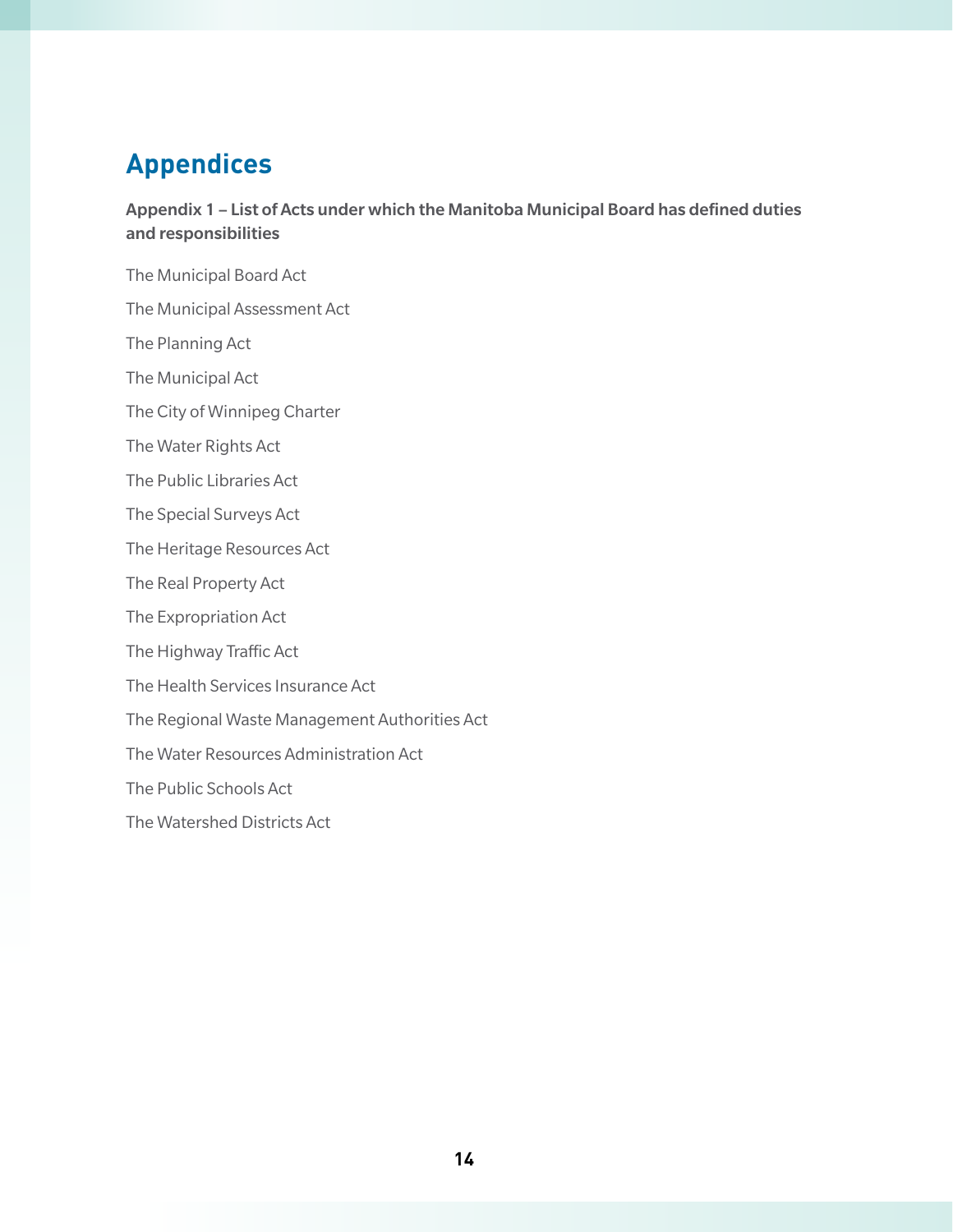# Appendices

**Appendix 1 – List of Acts under which the Manitoba Municipal Board has defined duties and responsibilities**

The Municipal Board Act

The Municipal Assessment Act

The Planning Act

The Municipal Act

The City of Winnipeg Charter

The Water Rights Act

The Public Libraries Act

The Special Surveys Act

The Heritage Resources Act

The Real Property Act

The Expropriation Act

The Highway Traffic Act

The Health Services Insurance Act

The Regional Waste Management Authorities Act

The Water Resources Administration Act

The Public Schools Act

The Watershed Districts Act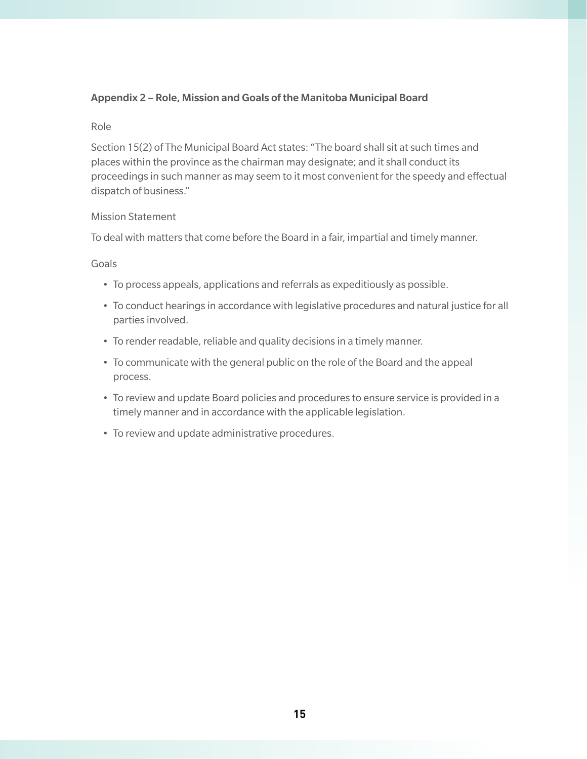## Appendix 2 – Role, Mission and Goals of the Manitoba Municipal Board

### Role

Section 15(2) of The Municipal Board Act states: "The board shall sit at such times and places within the province as the chairman may designate; and it shall conduct its proceedings in such manner as may seem to it most convenient for the speedy and effectual dispatch of business."

### Mission Statement

To deal with matters that come before the Board in a fair, impartial and timely manner.

### Goals

- To process appeals, applications and referrals as expeditiously as possible.
- To conduct hearings in accordance with legislative procedures and natural justice for all parties involved.
- To render readable, reliable and quality decisions in a timely manner.
- To communicate with the general public on the role of the Board and the appeal process.
- To review and update Board policies and procedures to ensure service is provided in a timely manner and in accordance with the applicable legislation.
- To review and update administrative procedures.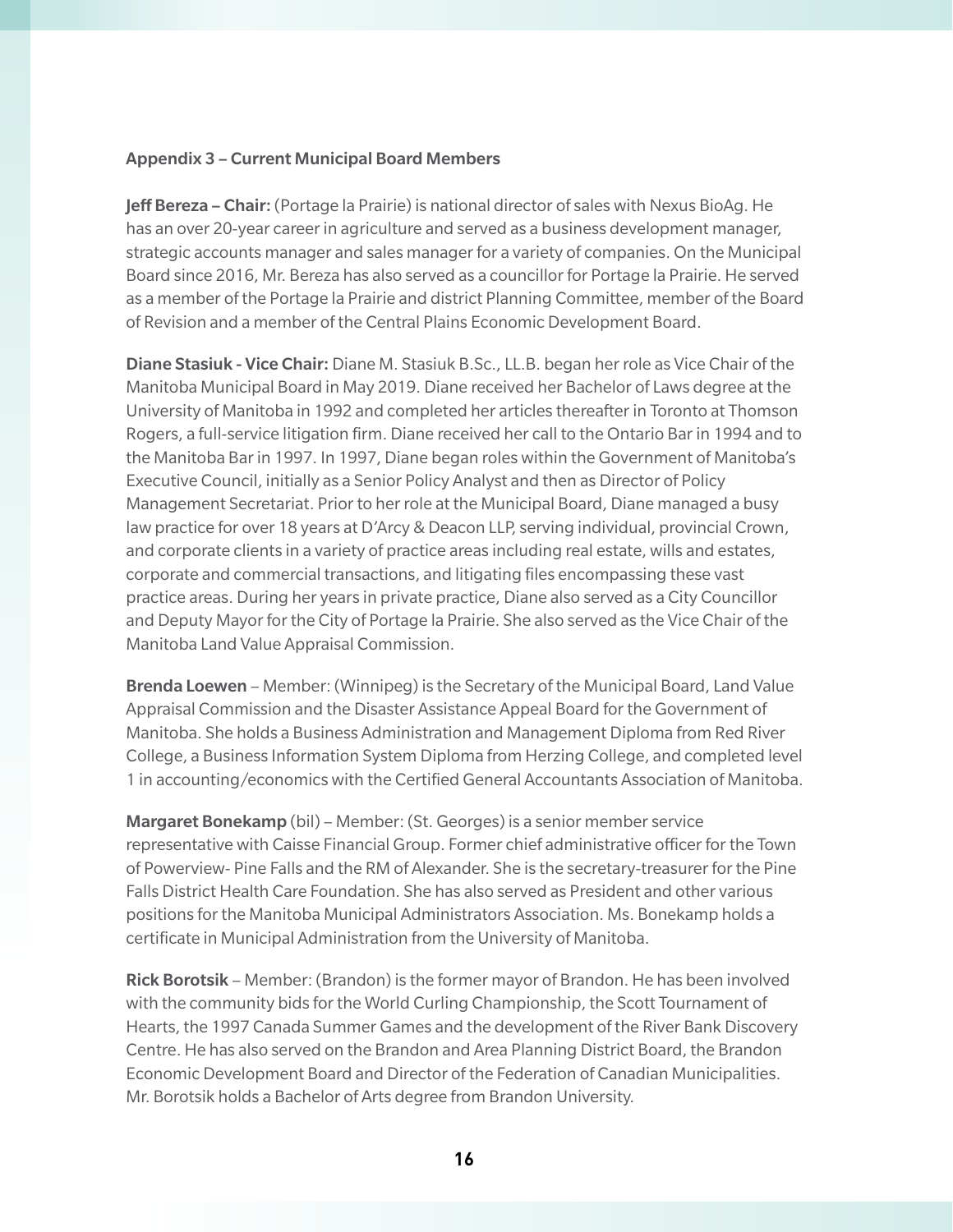## Appendix 3 – Current Municipal Board Members

**Jeff Bereza – Chair:** (Portage la Prairie) is national director of sales with Nexus BioAg. He has an over 20-year career in agriculture and served as a business development manager, strategic accounts manager and sales manager for a variety of companies. On the Municipal Board since 2016, Mr. Bereza has also served as a councillor for Portage la Prairie. He served as a member of the Portage la Prairie and district Planning Committee, member of the Board of Revision and a member of the Central Plains Economic Development Board.

**Diane Stasiuk - Vice Chair:** Diane M. Stasiuk B.Sc., LL.B. began her role as Vice Chair of the Manitoba Municipal Board in May 2019. Diane received her Bachelor of Laws degree at the University of Manitoba in 1992 and completed her articles thereafter in Toronto at Thomson Rogers, a full-service litigation firm. Diane received her call to the Ontario Bar in 1994 and to the Manitoba Bar in 1997. In 1997, Diane began roles within the Government of Manitoba's Executive Council, initially as a Senior Policy Analyst and then as Director of Policy Management Secretariat. Prior to her role at the Municipal Board, Diane managed a busy law practice for over 18 years at D'Arcy & Deacon LLP, serving individual, provincial Crown, and corporate clients in a variety of practice areas including real estate, wills and estates, corporate and commercial transactions, and litigating files encompassing these vast practice areas. During her years in private practice, Diane also served as a City Councillor and Deputy Mayor for the City of Portage la Prairie. She also served as the Vice Chair of the Manitoba Land Value Appraisal Commission.

**Brenda Loewen** – Member: (Winnipeg) is the Secretary of the Municipal Board, Land Value Appraisal Commission and the Disaster Assistance Appeal Board for the Government of Manitoba. She holds a Business Administration and Management Diploma from Red River College, a Business Information System Diploma from Herzing College, and completed level 1 in accounting/economics with the Certified General Accountants Association of Manitoba.

**Margaret Bonekamp** (bil) – Member: (St. Georges) is a senior member service representative with Caisse Financial Group. Former chief administrative officer for the Town of Powerview- Pine Falls and the RM of Alexander. She is the secretary-treasurer for the Pine Falls District Health Care Foundation. She has also served as President and other various positions for the Manitoba Municipal Administrators Association. Ms. Bonekamp holds a certificate in Municipal Administration from the University of Manitoba.

**Rick Borotsik** – Member: (Brandon) is the former mayor of Brandon. He has been involved with the community bids for the World Curling Championship, the Scott Tournament of Hearts, the 1997 Canada Summer Games and the development of the River Bank Discovery Centre. He has also served on the Brandon and Area Planning District Board, the Brandon Economic Development Board and Director of the Federation of Canadian Municipalities. Mr. Borotsik holds a Bachelor of Arts degree from Brandon University.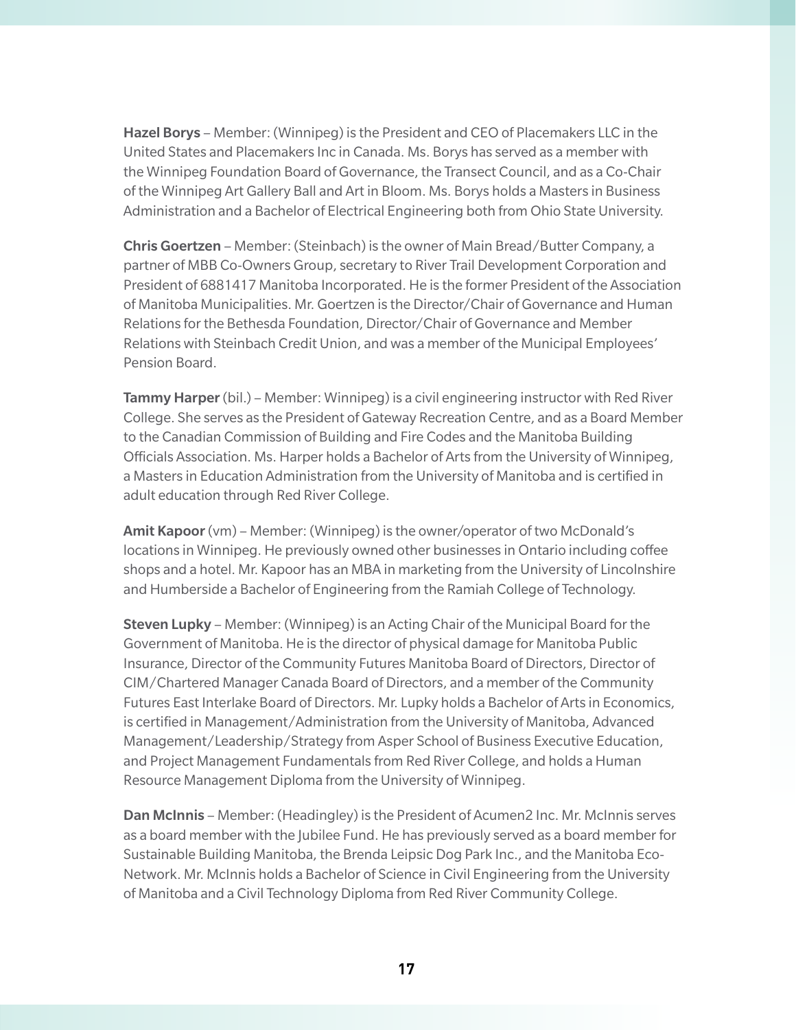**Hazel Borys** – Member: (Winnipeg) is the President and CEO of Placemakers LLC in the United States and Placemakers Inc in Canada. Ms. Borys has served as a member with the Winnipeg Foundation Board of Governance, the Transect Council, and as a Co-Chair of the Winnipeg Art Gallery Ball and Art in Bloom. Ms. Borys holds a Masters in Business Administration and a Bachelor of Electrical Engineering both from Ohio State University.

**Chris Goertzen** – Member: (Steinbach) is the owner of Main Bread/Butter Company, a partner of MBB Co-Owners Group, secretary to River Trail Development Corporation and President of 6881417 Manitoba Incorporated. He is the former President of the Association of Manitoba Municipalities. Mr. Goertzen is the Director/Chair of Governance and Human Relations for the Bethesda Foundation, Director/Chair of Governance and Member Relations with Steinbach Credit Union, and was a member of the Municipal Employees' Pension Board.

**Tammy Harper** (bil.) – Member: Winnipeg) is a civil engineering instructor with Red River College. She serves as the President of Gateway Recreation Centre, and as a Board Member to the Canadian Commission of Building and Fire Codes and the Manitoba Building Officials Association. Ms. Harper holds a Bachelor of Arts from the University of Winnipeg, a Masters in Education Administration from the University of Manitoba and is certified in adult education through Red River College.

**Amit Kapoor** (vm) – Member: (Winnipeg) is the owner/operator of two McDonald's locations in Winnipeg. He previously owned other businesses in Ontario including coffee shops and a hotel. Mr. Kapoor has an MBA in marketing from the University of Lincolnshire and Humberside a Bachelor of Engineering from the Ramiah College of Technology.

**Steven Lupky** – Member: (Winnipeg) is an Acting Chair of the Municipal Board for the Government of Manitoba. He is the director of physical damage for Manitoba Public Insurance, Director of the Community Futures Manitoba Board of Directors, Director of CIM/Chartered Manager Canada Board of Directors, and a member of the Community Futures East Interlake Board of Directors. Mr. Lupky holds a Bachelor of Arts in Economics, is certified in Management/Administration from the University of Manitoba, Advanced Management/Leadership/Strategy from Asper School of Business Executive Education, and Project Management Fundamentals from Red River College, and holds a Human Resource Management Diploma from the University of Winnipeg.

**Dan McInnis** – Member: (Headingley) is the President of Acumen2 Inc. Mr. McInnis serves as a board member with the Jubilee Fund. He has previously served as a board member for Sustainable Building Manitoba, the Brenda Leipsic Dog Park Inc., and the Manitoba Eco-Network. Mr. McInnis holds a Bachelor of Science in Civil Engineering from the University of Manitoba and a Civil Technology Diploma from Red River Community College.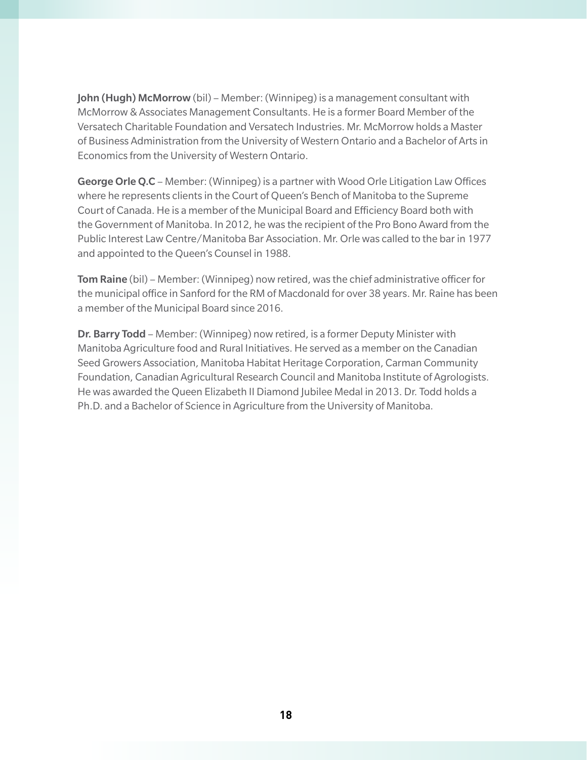**John (Hugh) McMorrow** (bil) – Member: (Winnipeg) is a management consultant with McMorrow & Associates Management Consultants. He is a former Board Member of the Versatech Charitable Foundation and Versatech Industries. Mr. McMorrow holds a Master of Business Administration from the University of Western Ontario and a Bachelor of Arts in Economics from the University of Western Ontario.

**George Orle Q.C** – Member: (Winnipeg) is a partner with Wood Orle Litigation Law Offices where he represents clients in the Court of Queen's Bench of Manitoba to the Supreme Court of Canada. He is a member of the Municipal Board and Efficiency Board both with the Government of Manitoba. In 2012, he was the recipient of the Pro Bono Award from the Public Interest Law Centre/Manitoba Bar Association. Mr. Orle was called to the bar in 1977 and appointed to the Queen's Counsel in 1988.

**Tom Raine** (bil) – Member: (Winnipeg) now retired, was the chief administrative officer for the municipal office in Sanford for the RM of Macdonald for over 38 years. Mr. Raine has been a member of the Municipal Board since 2016.

**Dr. Barry Todd** – Member: (Winnipeg) now retired, is a former Deputy Minister with Manitoba Agriculture food and Rural Initiatives. He served as a member on the Canadian Seed Growers Association, Manitoba Habitat Heritage Corporation, Carman Community Foundation, Canadian Agricultural Research Council and Manitoba Institute of Agrologists. He was awarded the Queen Elizabeth II Diamond Jubilee Medal in 2013. Dr. Todd holds a Ph.D. and a Bachelor of Science in Agriculture from the University of Manitoba.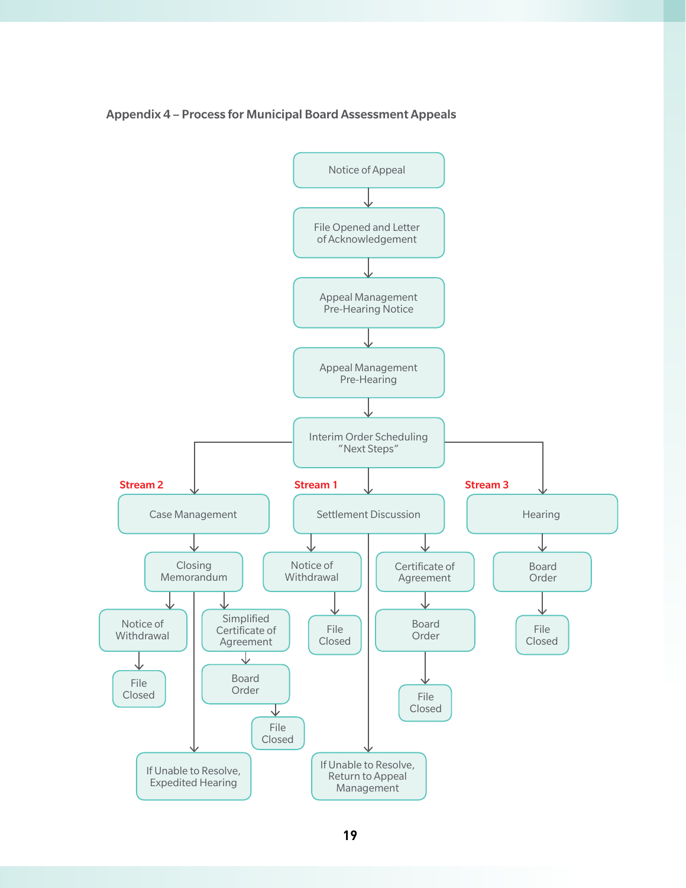## Appendix 4 – Process for Municipal Board Assessment Appeals

Notice of Appeal

File Opened and Letter of Acknowledgement

Appeal Management Pre-Hearing Notice

Appeal Management Pre-Hearing

Interim Order Scheduling "Next Steps"

Stream 2

Case Management

Closing Memorandum

Notice of Withdrawal

File Closed

Simplified Certificate of Agreement

Board Order

File Closed

If Unable to Resolve, Expedited Hearing

Stream 1

Settlement Discussion

Notice of Withdrawal

File Closed

Certificate of Agreement

Board Order

File Closed

If Unable to Resolve, Return to Appeal Management

Stream 3

Hearing

Board Order

File Closed